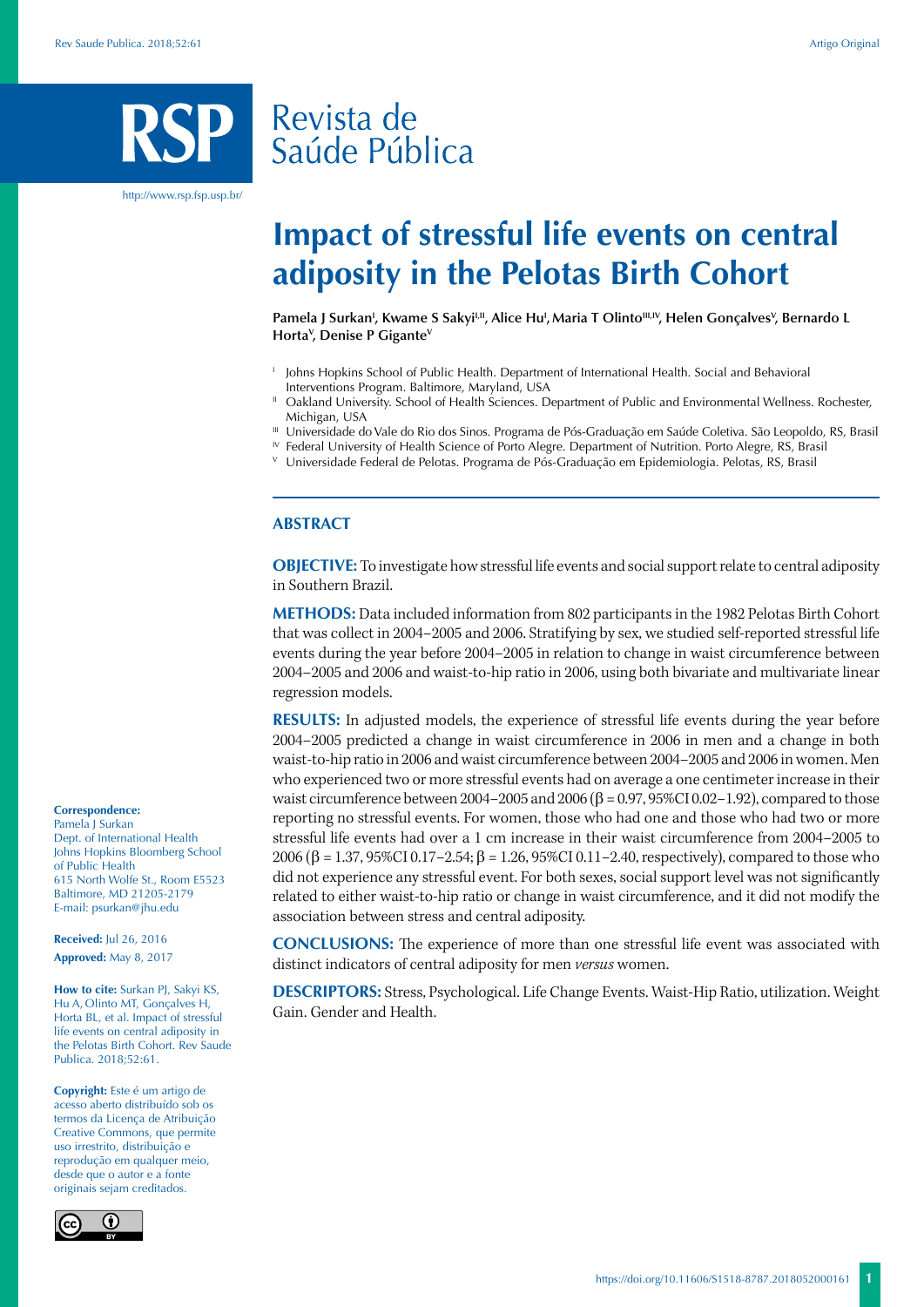# Impact of stressful life events on central adiposity in the Pelotas Birth Cohort

**Pamela J Surkan[I], Kwame S Sakyi[I,II], Alice Hu[I], Maria T Olinto[III,IV], Helen Gonçalves[V], Bernardo L Horta[V], Denise P Gigante[V]**

[I] Johns Hopkins School of Public Health. Department of International Health. Social and Behavioral Interventions Program. Baltimore, Maryland, USA

[II] Oakland University. School of Health Sciences. Department of Public and Environmental Wellness. Rochester, Michigan, USA

[III] Universidade do Vale do Rio dos Sinos. Programa de Pós-Graduação em Saúde Coletiva. São Leopoldo, RS, Brasil

[IV] Federal University of Health Science of Porto Alegre. Department of Nutrition. Porto Alegre, RS, Brasil

[V] Universidade Federal de Pelotas. Programa de Pós-Graduação em Epidemiologia. Pelotas, RS, Brasil

## ABSTRACT

**OBJECTIVE:** To investigate how stressful life events and social support relate to central adiposity in Southern Brazil.

**METHODS:** Data included information from 802 participants in the 1982 Pelotas Birth Cohort that was collect in 2004–2005 and 2006. Stratifying by sex, we studied self-reported stressful life events during the year before 2004–2005 in relation to change in waist circumference between 2004–2005 and 2006 and waist-to-hip ratio in 2006, using both bivariate and multivariate linear regression models.

**RESULTS:** In adjusted models, the experience of stressful life events during the year before 2004–2005 predicted a change in waist circumference in 2006 in men and a change in both waist-to-hip ratio in 2006 and waist circumference between 2004–2005 and 2006 in women. Men who experienced two or more stressful events had on average a one centimeter increase in their waist circumference between 2004–2005 and 2006 (β = 0.97, 95%CI 0.02–1.92), compared to those reporting no stressful events. For women, those who had one and those who had two or more stressful life events had over a 1 cm increase in their waist circumference from 2004–2005 to 2006 (β = 1.37, 95%CI 0.17–2.54; β = 1.26, 95%CI 0.11–2.40, respectively), compared to those who did not experience any stressful event. For both sexes, social support level was not significantly related to either waist-to-hip ratio or change in waist circumference, and it did not modify the association between stress and central adiposity.

**CONCLUSIONS:** The experience of more than one stressful life event was associated with distinct indicators of central adiposity for men *versus* women.

**DESCRIPTORS:** Stress, Psychological. Life Change Events. Waist-Hip Ratio, utilization. Weight Gain. Gender and Health.

**Correspondence:**
Pamela J Surkan
Dept. of International Health
Johns Hopkins Bloomberg School of Public Health
615 North Wolfe St., Room E5523
Baltimore, MD 21205-2179
E-mail: psurkan@jhu.edu

**Received:** Jul 26, 2016

**Approved:** May 8, 2017

**How to cite:** Surkan PJ, Sakyi KS, Hu A, Olinto MT, Gonçalves H, Horta BL, et al. Impact of stressful life events on central adiposity in the Pelotas Birth Cohort. Rev Saude Publica. 2018;52:61.

**Copyright:** Este é um artigo de acesso aberto distribuído sob os termos da Licença de Atribuição Creative Commons, que permite uso irrestrito, distribuição e reprodução em qualquer meio, desde que o autor e a fonte originais sejam creditados.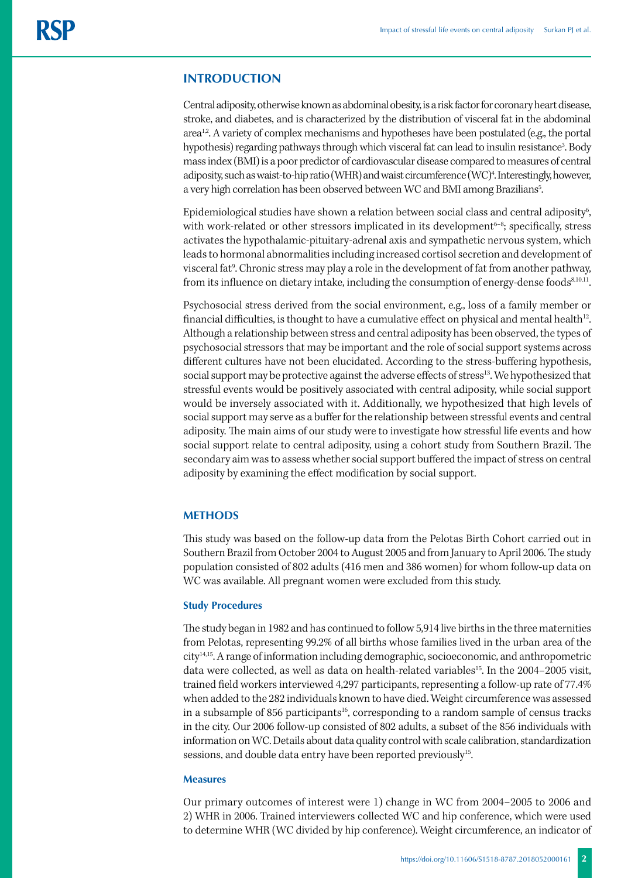## INTRODUCTION

Central adiposity, otherwise known as abdominal obesity, is a risk factor for coronary heart disease, stroke, and diabetes, and is characterized by the distribution of visceral fat in the abdominal area[1,2]. A variety of complex mechanisms and hypotheses have been postulated (e.g., the portal hypothesis) regarding pathways through which visceral fat can lead to insulin resistance[3]. Body mass index (BMI) is a poor predictor of cardiovascular disease compared to measures of central adiposity, such as waist-to-hip ratio (WHR) and waist circumference (WC)[4]. Interestingly, however, a very high correlation has been observed between WC and BMI among Brazilians[5].

Epidemiological studies have shown a relation between social class and central adiposity[6], with work-related or other stressors implicated in its development[6–8]; specifically, stress activates the hypothalamic-pituitary-adrenal axis and sympathetic nervous system, which leads to hormonal abnormalities including increased cortisol secretion and development of visceral fat[9]. Chronic stress may play a role in the development of fat from another pathway, from its influence on dietary intake, including the consumption of energy-dense foods[8,10,11].

Psychosocial stress derived from the social environment, e.g., loss of a family member or financial difficulties, is thought to have a cumulative effect on physical and mental health[12]. Although a relationship between stress and central adiposity has been observed, the types of psychosocial stressors that may be important and the role of social support systems across different cultures have not been elucidated. According to the stress-buffering hypothesis, social support may be protective against the adverse effects of stress[13]. We hypothesized that stressful events would be positively associated with central adiposity, while social support would be inversely associated with it. Additionally, we hypothesized that high levels of social support may serve as a buffer for the relationship between stressful events and central adiposity. The main aims of our study were to investigate how stressful life events and how social support relate to central adiposity, using a cohort study from Southern Brazil. The secondary aim was to assess whether social support buffered the impact of stress on central adiposity by examining the effect modification by social support.

## METHODS

This study was based on the follow-up data from the Pelotas Birth Cohort carried out in Southern Brazil from October 2004 to August 2005 and from January to April 2006. The study population consisted of 802 adults (416 men and 386 women) for whom follow-up data on WC was available. All pregnant women were excluded from this study.

### Study Procedures

The study began in 1982 and has continued to follow 5,914 live births in the three maternities from Pelotas, representing 99.2% of all births whose families lived in the urban area of the city[14,15]. A range of information including demographic, socioeconomic, and anthropometric data were collected, as well as data on health-related variables[15]. In the 2004–2005 visit, trained field workers interviewed 4,297 participants, representing a follow-up rate of 77.4% when added to the 282 individuals known to have died. Weight circumference was assessed in a subsample of 856 participants[16], corresponding to a random sample of census tracks in the city. Our 2006 follow-up consisted of 802 adults, a subset of the 856 individuals with information on WC. Details about data quality control with scale calibration, standardization sessions, and double data entry have been reported previously[15].

### Measures

Our primary outcomes of interest were 1) change in WC from 2004–2005 to 2006 and 2) WHR in 2006. Trained interviewers collected WC and hip conference, which were used to determine WHR (WC divided by hip conference). Weight circumference, an indicator of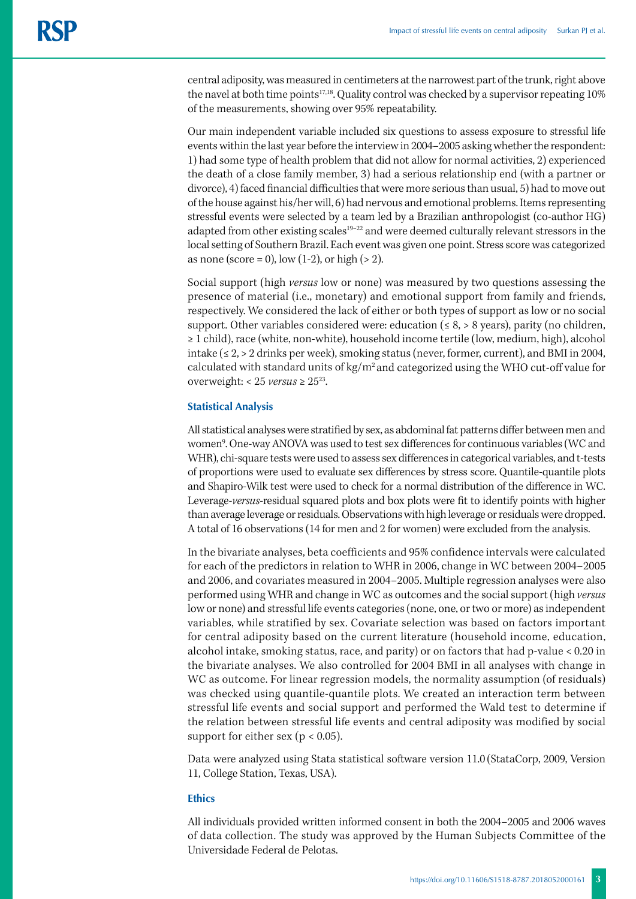central adiposity, was measured in centimeters at the narrowest part of the trunk, right above the navel at both time points[17,18]. Quality control was checked by a supervisor repeating 10% of the measurements, showing over 95% repeatability.

Our main independent variable included six questions to assess exposure to stressful life events within the last year before the interview in 2004–2005 asking whether the respondent: 1) had some type of health problem that did not allow for normal activities, 2) experienced the death of a close family member, 3) had a serious relationship end (with a partner or divorce), 4) faced financial difficulties that were more serious than usual, 5) had to move out of the house against his/her will, 6) had nervous and emotional problems. Items representing stressful events were selected by a team led by a Brazilian anthropologist (co-author HG) adapted from other existing scales[19–22] and were deemed culturally relevant stressors in the local setting of Southern Brazil. Each event was given one point. Stress score was categorized as none (score = 0), low (1-2), or high (> 2).

Social support (high *versus* low or none) was measured by two questions assessing the presence of material (i.e., monetary) and emotional support from family and friends, respectively. We considered the lack of either or both types of support as low or no social support. Other variables considered were: education (≤ 8, > 8 years), parity (no children, ≥ 1 child), race (white, non-white), household income tertile (low, medium, high), alcohol intake (≤ 2, > 2 drinks per week), smoking status (never, former, current), and BMI in 2004, calculated with standard units of $kg/m^2$ and categorized using the WHO cut-off value for overweight: < 25 *versus* ≥ 25[23].

### Statistical Analysis

All statistical analyses were stratified by sex, as abdominal fat patterns differ between men and women[9]. One-way ANOVA was used to test sex differences for continuous variables (WC and WHR), chi-square tests were used to assess sex differences in categorical variables, and t-tests of proportions were used to evaluate sex differences by stress score. Quantile-quantile plots and Shapiro-Wilk test were used to check for a normal distribution of the difference in WC. Leverage-*versus*-residual squared plots and box plots were fit to identify points with higher than average leverage or residuals. Observations with high leverage or residuals were dropped. A total of 16 observations (14 for men and 2 for women) were excluded from the analysis.

In the bivariate analyses, beta coefficients and 95% confidence intervals were calculated for each of the predictors in relation to WHR in 2006, change in WC between 2004–2005 and 2006, and covariates measured in 2004–2005. Multiple regression analyses were also performed using WHR and change in WC as outcomes and the social support (high *versus* low or none) and stressful life events categories (none, one, or two or more) as independent variables, while stratified by sex. Covariate selection was based on factors important for central adiposity based on the current literature (household income, education, alcohol intake, smoking status, race, and parity) or on factors that had p-value < 0.20 in the bivariate analyses. We also controlled for 2004 BMI in all analyses with change in WC as outcome. For linear regression models, the normality assumption (of residuals) was checked using quantile-quantile plots. We created an interaction term between stressful life events and social support and performed the Wald test to determine if the relation between stressful life events and central adiposity was modified by social support for either sex ($p < 0.05$).

Data were analyzed using Stata statistical software version 11.0 (StataCorp, 2009, Version 11, College Station, Texas, USA).

### Ethics

All individuals provided written informed consent in both the 2004–2005 and 2006 waves of data collection. The study was approved by the Human Subjects Committee of the Universidade Federal de Pelotas.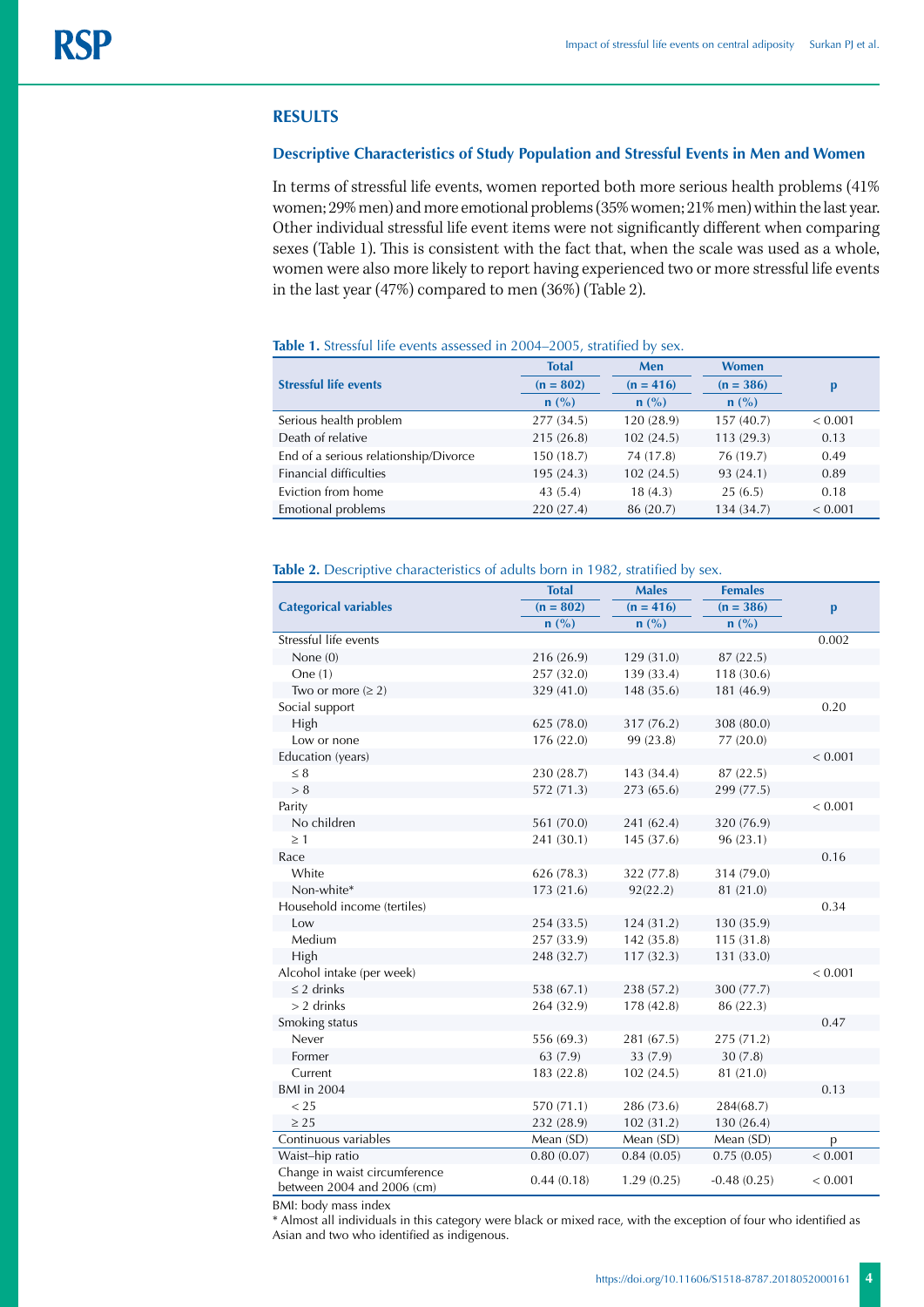## RESULTS

### Descriptive Characteristics of Study Population and Stressful Events in Men and Women

In terms of stressful life events, women reported both more serious health problems (41% women; 29% men) and more emotional problems (35% women; 21% men) within the last year. Other individual stressful life event items were not significantly different when comparing sexes (Table 1). This is consistent with the fact that, when the scale was used as a whole, women were also more likely to report having experienced two or more stressful life events in the last year (47%) compared to men (36%) (Table 2).

**Table 1.** Stressful life events assessed in 2004–2005, stratified by sex.

| Stressful life events | Total (n = 802) n (%) | Men (n = 416) n (%) | Women (n = 386) n (%) | p |
|---|---|---|---|---|
| Serious health problem | 277 (34.5) | 120 (28.9) | 157 (40.7) | < 0.001 |
| Death of relative | 215 (26.8) | 102 (24.5) | 113 (29.3) | 0.13 |
| End of a serious relationship/Divorce | 150 (18.7) | 74 (17.8) | 76 (19.7) | 0.49 |
| Financial difficulties | 195 (24.3) | 102 (24.5) | 93 (24.1) | 0.89 |
| Eviction from home | 43 (5.4) | 18 (4.3) | 25 (6.5) | 0.18 |
| Emotional problems | 220 (27.4) | 86 (20.7) | 134 (34.7) | < 0.001 |

**Table 2.** Descriptive characteristics of adults born in 1982, stratified by sex.

| Categorical variables | Total (n = 802) n (%) | Males (n = 416) n (%) | Females (n = 386) n (%) | p |
|---|---|---|---|---|
| Stressful life events | | | | 0.002 |
| None (0) | 216 (26.9) | 129 (31.0) | 87 (22.5) | |
| One (1) | 257 (32.0) | 139 (33.4) | 118 (30.6) | |
| Two or more (≥ 2) | 329 (41.0) | 148 (35.6) | 181 (46.9) | |
| Social support | | | | 0.20 |
| High | 625 (78.0) | 317 (76.2) | 308 (80.0) | |
| Low or none | 176 (22.0) | 99 (23.8) | 77 (20.0) | |
| Education (years) | | | | < 0.001 |
| ≤ 8 | 230 (28.7) | 143 (34.4) | 87 (22.5) | |
| > 8 | 572 (71.3) | 273 (65.6) | 299 (77.5) | |
| Parity | | | | < 0.001 |
| No children | 561 (70.0) | 241 (62.4) | 320 (76.9) | |
| ≥ 1 | 241 (30.1) | 145 (37.6) | 96 (23.1) | |
| Race | | | | 0.16 |
| White | 626 (78.3) | 322 (77.8) | 314 (79.0) | |
| Non-white* | 173 (21.6) | 92(22.2) | 81 (21.0) | |
| Household income (tertiles) | | | | 0.34 |
| Low | 254 (33.5) | 124 (31.2) | 130 (35.9) | |
| Medium | 257 (33.9) | 142 (35.8) | 115 (31.8) | |
| High | 248 (32.7) | 117 (32.3) | 131 (33.0) | |
| Alcohol intake (per week) | | | | < 0.001 |
| ≤ 2 drinks | 538 (67.1) | 238 (57.2) | 300 (77.7) | |
| > 2 drinks | 264 (32.9) | 178 (42.8) | 86 (22.3) | |
| Smoking status | | | | 0.47 |
| Never | 556 (69.3) | 281 (67.5) | 275 (71.2) | |
| Former | 63 (7.9) | 33 (7.9) | 30 (7.8) | |
| Current | 183 (22.8) | 102 (24.5) | 81 (21.0) | |
| BMI in 2004 | | | | 0.13 |
| < 25 | 570 (71.1) | 286 (73.6) | 284(68.7) | |
| ≥ 25 | 232 (28.9) | 102 (31.2) | 130 (26.4) | |
| **Continuous variables** | **Mean (SD)** | **Mean (SD)** | **Mean (SD)** | **p** |
| Waist–hip ratio | 0.80 (0.07) | 0.84 (0.05) | 0.75 (0.05) | < 0.001 |
| Change in waist circumference between 2004 and 2006 (cm) | 0.44 (0.18) | 1.29 (0.25) | -0.48 (0.25) | < 0.001 |

BMI: body mass index

\* Almost all individuals in this category were black or mixed race, with the exception of four who identified as Asian and two who identified as indigenous.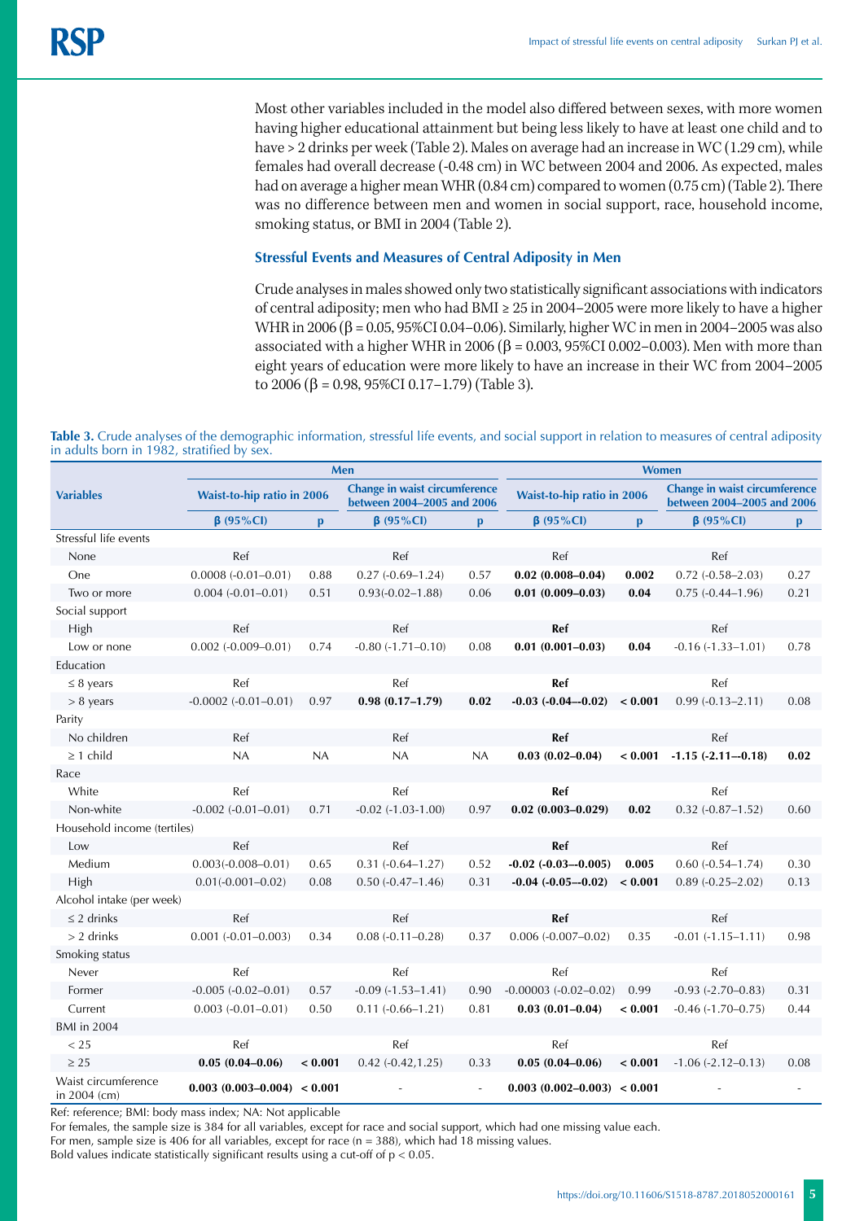Most other variables included in the model also differed between sexes, with more women having higher educational attainment but being less likely to have at least one child and to have > 2 drinks per week (Table 2). Males on average had an increase in WC (1.29 cm), while females had overall decrease (-0.48 cm) in WC between 2004 and 2006. As expected, males had on average a higher mean WHR (0.84 cm) compared to women (0.75 cm) (Table 2). There was no difference between men and women in social support, race, household income, smoking status, or BMI in 2004 (Table 2).

### Stressful Events and Measures of Central Adiposity in Men

Crude analyses in males showed only two statistically significant associations with indicators of central adiposity; men who had BMI ≥ 25 in 2004–2005 were more likely to have a higher WHR in 2006 (β = 0.05, 95%CI 0.04–0.06). Similarly, higher WC in men in 2004–2005 was also associated with a higher WHR in 2006 (β = 0.003, 95%CI 0.002–0.003). Men with more than eight years of education were more likely to have an increase in their WC from 2004–2005 to 2006 (β = 0.98, 95%CI 0.17–1.79) (Table 3).

**Table 3.** Crude analyses of the demographic information, stressful life events, and social support in relation to measures of central adiposity in adults born in 1982, stratified by sex.

| Variables | Men | | | | Women | | | |
|---|---|---|---|---|---|---|---|---|
| | Waist-to-hip ratio in 2006 | | Change in waist circumference between 2004–2005 and 2006 | | Waist-to-hip ratio in 2006 | | Change in waist circumference between 2004–2005 and 2006 | |
| | β (95%CI) | p | β (95%CI) | p | β (95%CI) | p | β (95%CI) | p |
| Stressful life events | | | | | | | | |
| None | Ref | | Ref | | Ref | | Ref | |
| One | 0.0008 (-0.01–0.01) | 0.88 | 0.27 (-0.69–1.24) | 0.57 | **0.02 (0.008–0.04)** | **0.002** | 0.72 (-0.58–2.03) | 0.27 |
| Two or more | 0.004 (-0.01–0.01) | 0.51 | 0.93(-0.02–1.88) | 0.06 | **0.01 (0.009–0.03)** | **0.04** | 0.75 (-0.44–1.96) | 0.21 |
| Social support | | | | | | | | |
| High | Ref | | Ref | | **Ref** | | Ref | |
| Low or none | 0.002 (-0.009–0.01) | 0.74 | -0.80 (-1.71–0.10) | 0.08 | **0.01 (0.001–0.03)** | **0.04** | -0.16 (-1.33–1.01) | 0.78 |
| Education | | | | | | | | |
| ≤ 8 years | Ref | | Ref | | **Ref** | | Ref | |
| > 8 years | -0.0002 (-0.01–0.01) | 0.97 | **0.98 (0.17–1.79)** | **0.02** | **-0.03 (-0.04–-0.02)** | **< 0.001** | 0.99 (-0.13–2.11) | 0.08 |
| Parity | | | | | | | | |
| No children | Ref | | Ref | | **Ref** | | Ref | |
| ≥ 1 child | NA | NA | NA | NA | **0.03 (0.02–0.04)** | **< 0.001** | **-1.15 (-2.11–-0.18)** | **0.02** |
| Race | | | | | | | | |
| White | Ref | | Ref | | **Ref** | | Ref | |
| Non-white | -0.002 (-0.01–0.01) | 0.71 | -0.02 (-1.03-1.00) | 0.97 | **0.02 (0.003–0.029)** | **0.02** | 0.32 (-0.87–1.52) | 0.60 |
| Household income (tertiles) | | | | | | | | |
| Low | Ref | | Ref | | **Ref** | | Ref | |
| Medium | 0.003(-0.008–0.01) | 0.65 | 0.31 (-0.64–1.27) | 0.52 | **-0.02 (-0.03–-0.005)** | **0.005** | 0.60 (-0.54–1.74) | 0.30 |
| High | 0.01(-0.001–0.02) | 0.08 | 0.50 (-0.47–1.46) | 0.31 | **-0.04 (-0.05–-0.02)** | **< 0.001** | 0.89 (-0.25–2.02) | 0.13 |
| Alcohol intake (per week) | | | | | | | | |
| ≤ 2 drinks | Ref | | Ref | | **Ref** | | Ref | |
| > 2 drinks | 0.001 (-0.01–0.003) | 0.34 | 0.08 (-0.11–0.28) | 0.37 | 0.006 (-0.007–0.02) | 0.35 | -0.01 (-1.15–1.11) | 0.98 |
| Smoking status | | | | | | | | |
| Never | Ref | | Ref | | Ref | | Ref | |
| Former | -0.005 (-0.02–0.01) | 0.57 | -0.09 (-1.53–1.41) | 0.90 | -0.00003 (-0.02–0.02) | 0.99 | -0.93 (-2.70–0.83) | 0.31 |
| Current | 0.003 (-0.01–0.01) | 0.50 | 0.11 (-0.66–1.21) | 0.81 | **0.03 (0.01–0.04)** | **< 0.001** | -0.46 (-1.70–0.75) | 0.44 |
| BMI in 2004 | | | | | | | | |
| < 25 | Ref | | Ref | | Ref | | Ref | |
| ≥ 25 | **0.05 (0.04–0.06)** | **< 0.001** | 0.42 (-0.42,1.25) | 0.33 | **0.05 (0.04–0.06)** | **< 0.001** | -1.06 (-2.12–0.13) | 0.08 |
| Waist circumference in 2004 (cm) | **0.003 (0.003–0.004)** | **< 0.001** | - | - | **0.003 (0.002–0.003)** | **< 0.001** | - | - |

Ref: reference; BMI: body mass index; NA: Not applicable

For females, the sample size is 384 for all variables, except for race and social support, which had one missing value each.

For men, sample size is 406 for all variables, except for race (n = 388), which had 18 missing values.

Bold values indicate statistically significant results using a cut-off of $p < 0.05$.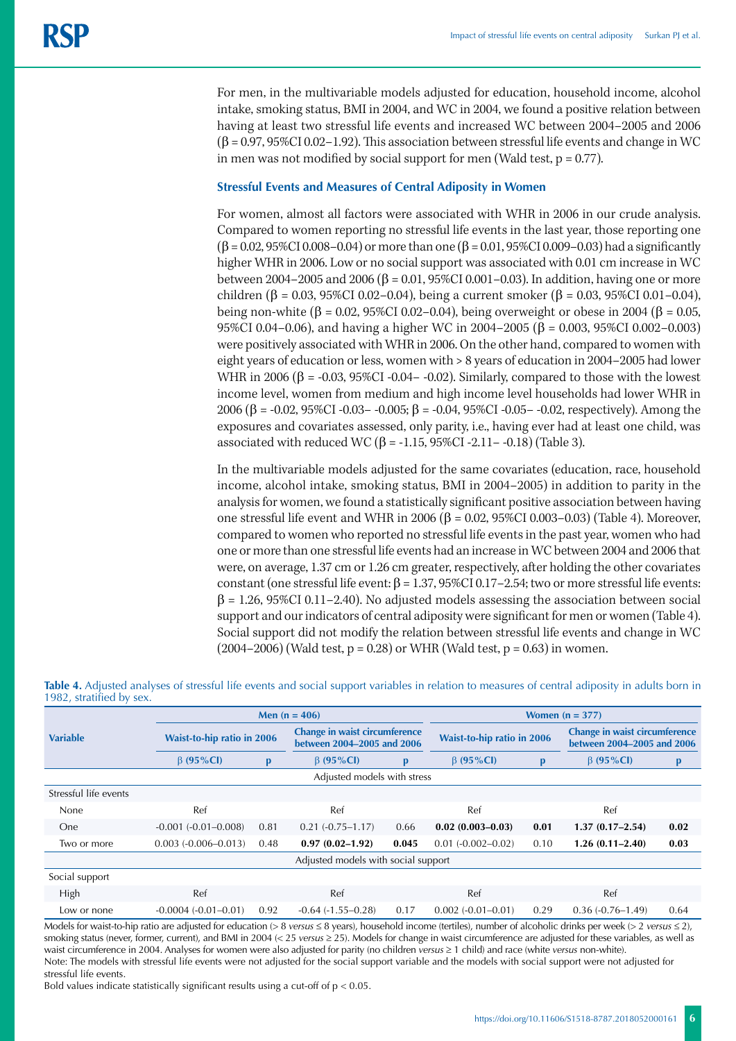For men, in the multivariable models adjusted for education, household income, alcohol intake, smoking status, BMI in 2004, and WC in 2004, we found a positive relation between having at least two stressful life events and increased WC between 2004–2005 and 2006 (β = 0.97, 95%CI 0.02–1.92). This association between stressful life events and change in WC in men was not modified by social support for men (Wald test, p = 0.77).

### Stressful Events and Measures of Central Adiposity in Women

For women, almost all factors were associated with WHR in 2006 in our crude analysis. Compared to women reporting no stressful life events in the last year, those reporting one (β = 0.02, 95%CI 0.008–0.04) or more than one (β = 0.01, 95%CI 0.009–0.03) had a significantly higher WHR in 2006. Low or no social support was associated with 0.01 cm increase in WC between 2004–2005 and 2006 (β = 0.01, 95%CI 0.001–0.03). In addition, having one or more children (β = 0.03, 95%CI 0.02–0.04), being a current smoker (β = 0.03, 95%CI 0.01–0.04), being non-white (β = 0.02, 95%CI 0.02–0.04), being overweight or obese in 2004 (β = 0.05, 95%CI 0.04–0.06), and having a higher WC in 2004–2005 (β = 0.003, 95%CI 0.002–0.003) were positively associated with WHR in 2006. On the other hand, compared to women with eight years of education or less, women with > 8 years of education in 2004–2005 had lower WHR in 2006 (β = -0.03, 95%CI -0.04– -0.02). Similarly, compared to those with the lowest income level, women from medium and high income level households had lower WHR in 2006 (β = -0.02, 95%CI -0.03– -0.005; β = -0.04, 95%CI -0.05– -0.02, respectively). Among the exposures and covariates assessed, only parity, i.e., having ever had at least one child, was associated with reduced WC (β = -1.15, 95%CI -2.11– -0.18) (Table 3).

In the multivariable models adjusted for the same covariates (education, race, household income, alcohol intake, smoking status, BMI in 2004–2005) in addition to parity in the analysis for women, we found a statistically significant positive association between having one stressful life event and WHR in 2006 (β = 0.02, 95%CI 0.003–0.03) (Table 4). Moreover, compared to women who reported no stressful life events in the past year, women who had one or more than one stressful life events had an increase in WC between 2004 and 2006 that were, on average, 1.37 cm or 1.26 cm greater, respectively, after holding the other covariates constant (one stressful life event: β = 1.37, 95%CI 0.17–2.54; two or more stressful life events: β = 1.26, 95%CI 0.11–2.40). No adjusted models assessing the association between social support and our indicators of central adiposity were significant for men or women (Table 4). Social support did not modify the relation between stressful life events and change in WC (2004–2006) (Wald test, p = 0.28) or WHR (Wald test, p = 0.63) in women.

**Table 4.** Adjusted analyses of stressful life events and social support variables in relation to measures of central adiposity in adults born in 1982, stratified by sex.

| Variable | Men (n = 406) | | | | Women (n = 377) | | | |
|---|---|---|---|---|---|---|---|---|
| | Waist-to-hip ratio in 2006 | | Change in waist circumference between 2004–2005 and 2006 | | Waist-to-hip ratio in 2006 | | Change in waist circumference between 2004–2005 and 2006 | |
| | β (95%CI) | p | β (95%CI) | p | β (95%CI) | p | β (95%CI) | p |
| Adjusted models with stress | | | | | | | | |
| Stressful life events | | | | | | | | |
| None | Ref | | Ref | | Ref | | Ref | |
| One | -0.001 (-0.01–0.008) | 0.81 | 0.21 (-0.75–1.17) | 0.66 | **0.02 (0.003–0.03)** | **0.01** | **1.37 (0.17–2.54)** | **0.02** |
| Two or more | 0.003 (-0.006–0.013) | 0.48 | **0.97 (0.02–1.92)** | **0.045** | 0.01 (-0.002–0.02) | 0.10 | **1.26 (0.11–2.40)** | **0.03** |
| Adjusted models with social support | | | | | | | | |
| Social support | | | | | | | | |
| High | Ref | | Ref | | Ref | | Ref | |
| Low or none | -0.0004 (-0.01–0.01) | 0.92 | -0.64 (-1.55–0.28) | 0.17 | 0.002 (-0.01–0.01) | 0.29 | 0.36 (-0.76–1.49) | 0.64 |

Models for waist-to-hip ratio are adjusted for education (> 8 *versus* ≤ 8 years), household income (tertiles), number of alcoholic drinks per week (> 2 *versus* ≤ 2), smoking status (never, former, current), and BMI in 2004 (< 25 *versus* ≥ 25). Models for change in waist circumference are adjusted for these variables, as well as waist circumference in 2004. Analyses for women were also adjusted for parity (no children *versus* ≥ 1 child) and race (white *versus* non-white).

Note: The models with stressful life events were not adjusted for the social support variable and the models with social support were not adjusted for stressful life events.

Bold values indicate statistically significant results using a cut-off of p < 0.05.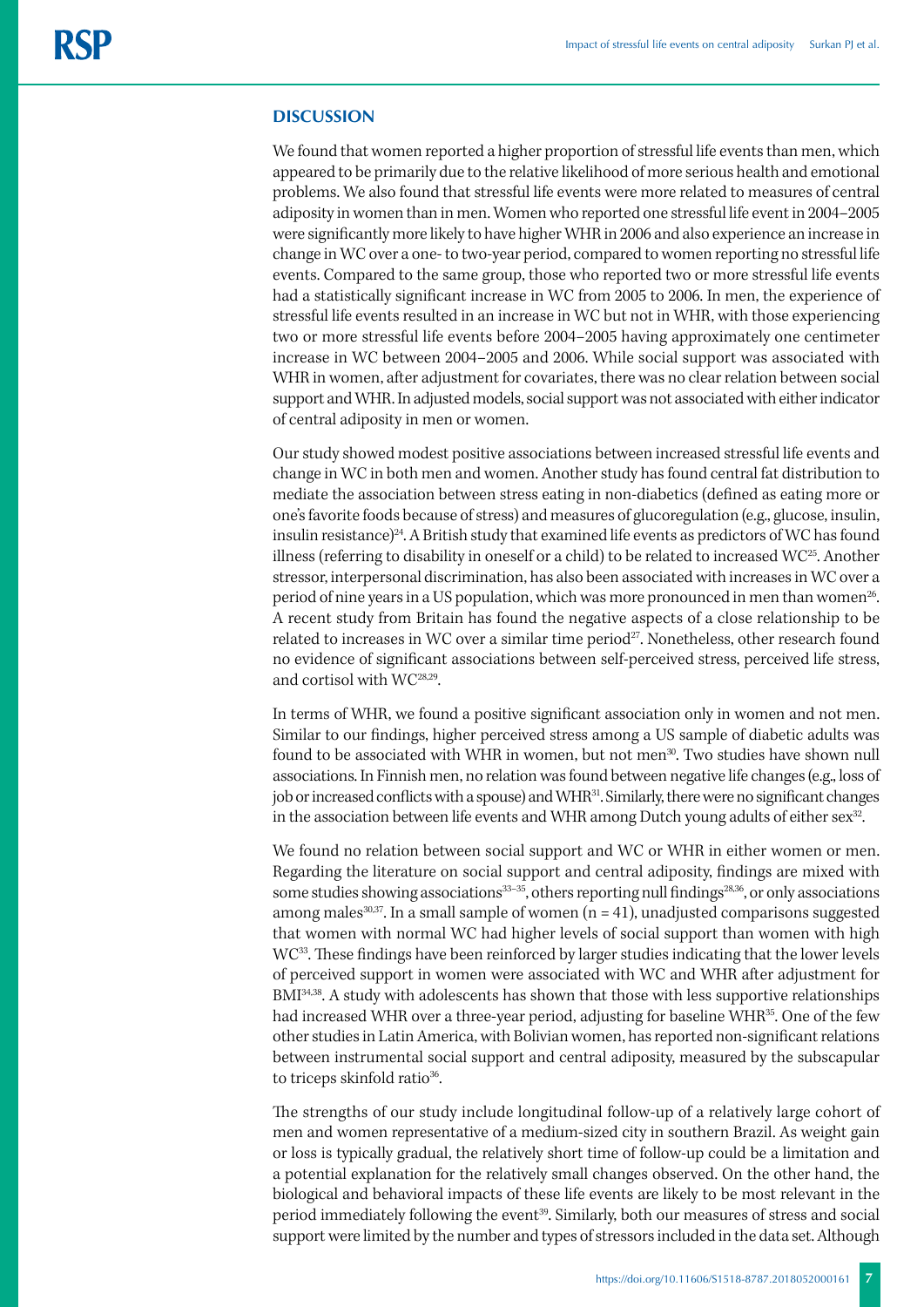## DISCUSSION

We found that women reported a higher proportion of stressful life events than men, which appeared to be primarily due to the relative likelihood of more serious health and emotional problems. We also found that stressful life events were more related to measures of central adiposity in women than in men. Women who reported one stressful life event in 2004–2005 were significantly more likely to have higher WHR in 2006 and also experience an increase in change in WC over a one- to two-year period, compared to women reporting no stressful life events. Compared to the same group, those who reported two or more stressful life events had a statistically significant increase in WC from 2005 to 2006. In men, the experience of stressful life events resulted in an increase in WC but not in WHR, with those experiencing two or more stressful life events before 2004–2005 having approximately one centimeter increase in WC between 2004–2005 and 2006. While social support was associated with WHR in women, after adjustment for covariates, there was no clear relation between social support and WHR. In adjusted models, social support was not associated with either indicator of central adiposity in men or women.

Our study showed modest positive associations between increased stressful life events and change in WC in both men and women. Another study has found central fat distribution to mediate the association between stress eating in non-diabetics (defined as eating more or one's favorite foods because of stress) and measures of glucoregulation (e.g., glucose, insulin, insulin resistance)[24]. A British study that examined life events as predictors of WC has found illness (referring to disability in oneself or a child) to be related to increased WC[25]. Another stressor, interpersonal discrimination, has also been associated with increases in WC over a period of nine years in a US population, which was more pronounced in men than women[26]. A recent study from Britain has found the negative aspects of a close relationship to be related to increases in WC over a similar time period[27]. Nonetheless, other research found no evidence of significant associations between self-perceived stress, perceived life stress, and cortisol with WC[28,29].

In terms of WHR, we found a positive significant association only in women and not men. Similar to our findings, higher perceived stress among a US sample of diabetic adults was found to be associated with WHR in women, but not men[30]. Two studies have shown null associations. In Finnish men, no relation was found between negative life changes (e.g., loss of job or increased conflicts with a spouse) and WHR[31]. Similarly, there were no significant changes in the association between life events and WHR among Dutch young adults of either sex[32].

We found no relation between social support and WC or WHR in either women or men. Regarding the literature on social support and central adiposity, findings are mixed with some studies showing associations[33–35], others reporting null findings[28,36], or only associations among males[30,37]. In a small sample of women (n = 41), unadjusted comparisons suggested that women with normal WC had higher levels of social support than women with high WC[33]. These findings have been reinforced by larger studies indicating that the lower levels of perceived support in women were associated with WC and WHR after adjustment for BMI[34,38]. A study with adolescents has shown that those with less supportive relationships had increased WHR over a three-year period, adjusting for baseline WHR[35]. One of the few other studies in Latin America, with Bolivian women, has reported non-significant relations between instrumental social support and central adiposity, measured by the subscapular to triceps skinfold ratio[36].

The strengths of our study include longitudinal follow-up of a relatively large cohort of men and women representative of a medium-sized city in southern Brazil. As weight gain or loss is typically gradual, the relatively short time of follow-up could be a limitation and a potential explanation for the relatively small changes observed. On the other hand, the biological and behavioral impacts of these life events are likely to be most relevant in the period immediately following the event[39]. Similarly, both our measures of stress and social support were limited by the number and types of stressors included in the data set. Although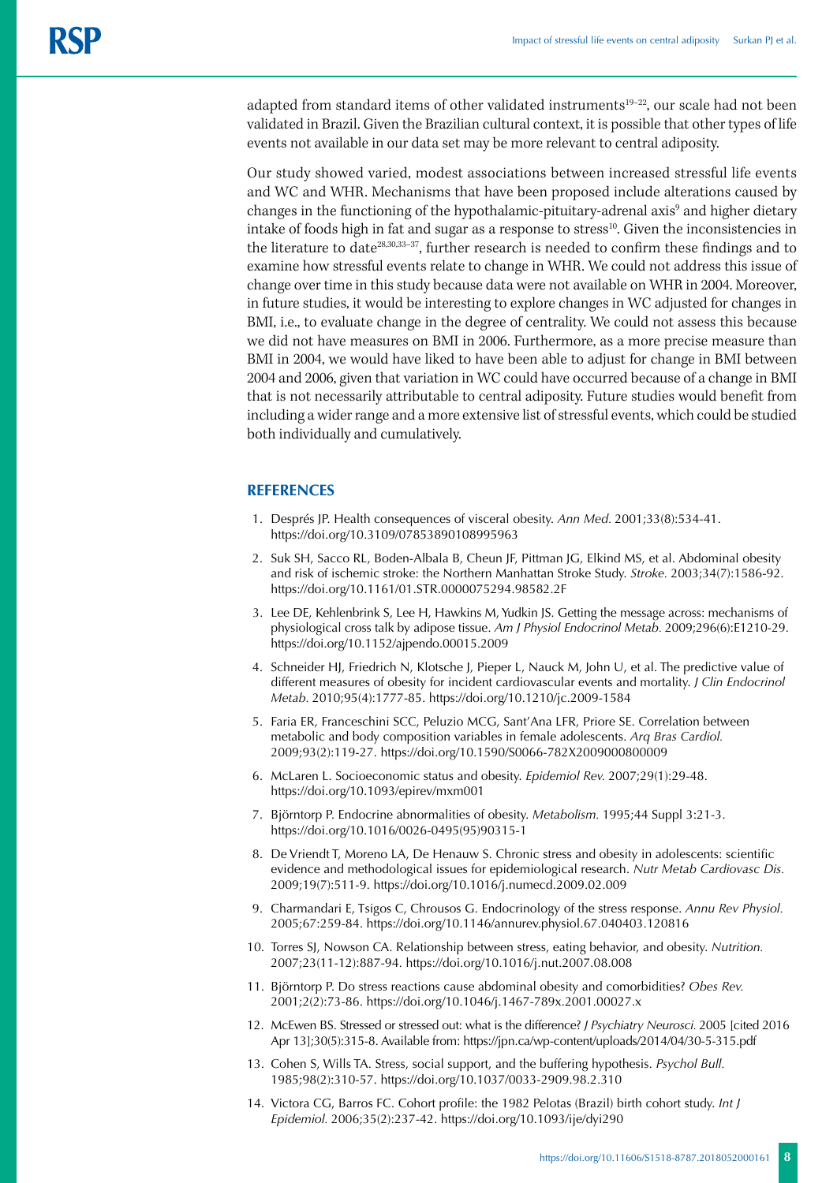adapted from standard items of other validated instruments[19–22], our scale had not been validated in Brazil. Given the Brazilian cultural context, it is possible that other types of life events not available in our data set may be more relevant to central adiposity.

Our study showed varied, modest associations between increased stressful life events and WC and WHR. Mechanisms that have been proposed include alterations caused by changes in the functioning of the hypothalamic-pituitary-adrenal axis[9] and higher dietary intake of foods high in fat and sugar as a response to stress[10]. Given the inconsistencies in the literature to date[28,30,33–37], further research is needed to confirm these findings and to examine how stressful events relate to change in WHR. We could not address this issue of change over time in this study because data were not available on WHR in 2004. Moreover, in future studies, it would be interesting to explore changes in WC adjusted for changes in BMI, i.e., to evaluate change in the degree of centrality. We could not assess this because we did not have measures on BMI in 2006. Furthermore, as a more precise measure than BMI in 2004, we would have liked to have been able to adjust for change in BMI between 2004 and 2006, given that variation in WC could have occurred because of a change in BMI that is not necessarily attributable to central adiposity. Future studies would benefit from including a wider range and a more extensive list of stressful events, which could be studied both individually and cumulatively.

## REFERENCES

1. Després JP. Health consequences of visceral obesity. *Ann Med.* 2001;33(8):534-41. https://doi.org/10.3109/07853890108995963
2. Suk SH, Sacco RL, Boden-Albala B, Cheun JF, Pittman JG, Elkind MS, et al. Abdominal obesity and risk of ischemic stroke: the Northern Manhattan Stroke Study. *Stroke.* 2003;34(7):1586-92. https://doi.org/10.1161/01.STR.0000075294.98582.2F
3. Lee DE, Kehlenbrink S, Lee H, Hawkins M, Yudkin JS. Getting the message across: mechanisms of physiological cross talk by adipose tissue. *Am J Physiol Endocrinol Metab.* 2009;296(6):E1210-29. https://doi.org/10.1152/ajpendo.00015.2009
4. Schneider HJ, Friedrich N, Klotsche J, Pieper L, Nauck M, John U, et al. The predictive value of different measures of obesity for incident cardiovascular events and mortality. *J Clin Endocrinol Metab.* 2010;95(4):1777-85. https://doi.org/10.1210/jc.2009-1584
5. Faria ER, Franceschini SCC, Peluzio MCG, Sant'Ana LFR, Priore SE. Correlation between metabolic and body composition variables in female adolescents. *Arq Bras Cardiol.* 2009;93(2):119-27. https://doi.org/10.1590/S0066-782X2009000800009
6. McLaren L. Socioeconomic status and obesity. *Epidemiol Rev.* 2007;29(1):29-48. https://doi.org/10.1093/epirev/mxm001
7. Björntorp P. Endocrine abnormalities of obesity. *Metabolism.* 1995;44 Suppl 3:21-3. https://doi.org/10.1016/0026-0495(95)90315-1
8. De Vriendt T, Moreno LA, De Henauw S. Chronic stress and obesity in adolescents: scientific evidence and methodological issues for epidemiological research. *Nutr Metab Cardiovasc Dis.* 2009;19(7):511-9. https://doi.org/10.1016/j.numecd.2009.02.009
9. Charmandari E, Tsigos C, Chrousos G. Endocrinology of the stress response. *Annu Rev Physiol.* 2005;67:259-84. https://doi.org/10.1146/annurev.physiol.67.040403.120816
10. Torres SJ, Nowson CA. Relationship between stress, eating behavior, and obesity. *Nutrition.* 2007;23(11-12):887-94. https://doi.org/10.1016/j.nut.2007.08.008
11. Björntorp P. Do stress reactions cause abdominal obesity and comorbidities? *Obes Rev.* 2001;2(2):73-86. https://doi.org/10.1046/j.1467-789x.2001.00027.x
12. McEwen BS. Stressed or stressed out: what is the difference? *J Psychiatry Neurosci.* 2005 [cited 2016 Apr 13];30(5):315-8. Available from: https://jpn.ca/wp-content/uploads/2014/04/30-5-315.pdf
13. Cohen S, Wills TA. Stress, social support, and the buffering hypothesis. *Psychol Bull.* 1985;98(2):310-57. https://doi.org/10.1037/0033-2909.98.2.310
14. Victora CG, Barros FC. Cohort profile: the 1982 Pelotas (Brazil) birth cohort study. *Int J Epidemiol.* 2006;35(2):237-42. https://doi.org/10.1093/ije/dyi290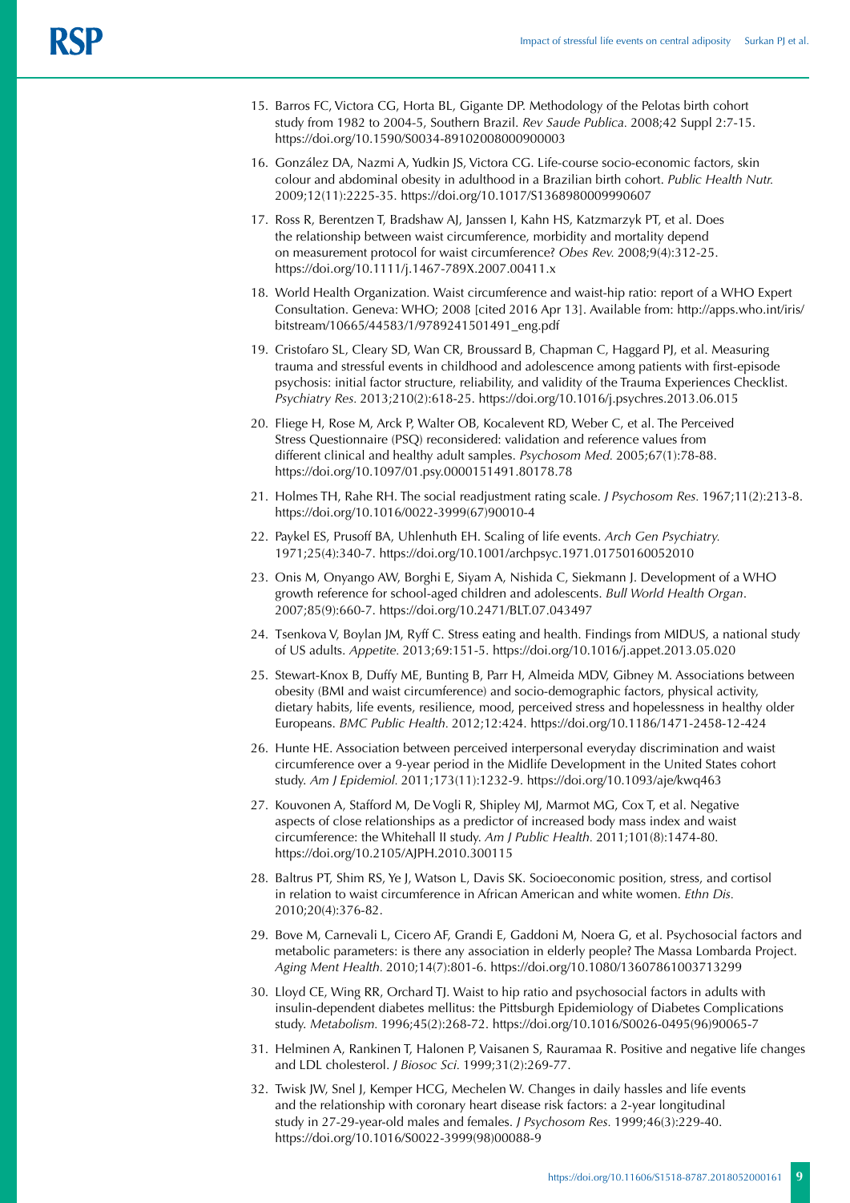15. Barros FC, Victora CG, Horta BL, Gigante DP. Methodology of the Pelotas birth cohort study from 1982 to 2004-5, Southern Brazil. *Rev Saude Publica*. 2008;42 Suppl 2:7-15. https://doi.org/10.1590/S0034-89102008000900003

16. González DA, Nazmi A, Yudkin JS, Victora CG. Life-course socio-economic factors, skin colour and abdominal obesity in adulthood in a Brazilian birth cohort. *Public Health Nutr.* 2009;12(11):2225-35. https://doi.org/10.1017/S1368980009990607

17. Ross R, Berentzen T, Bradshaw AJ, Janssen I, Kahn HS, Katzmarzyk PT, et al. Does the relationship between waist circumference, morbidity and mortality depend on measurement protocol for waist circumference? *Obes Rev.* 2008;9(4):312-25. https://doi.org/10.1111/j.1467-789X.2007.00411.x

18. World Health Organization. Waist circumference and waist-hip ratio: report of a WHO Expert Consultation. Geneva: WHO; 2008 [cited 2016 Apr 13]. Available from: http://apps.who.int/iris/bitstream/10665/44583/1/9789241501491_eng.pdf

19. Cristofaro SL, Cleary SD, Wan CR, Broussard B, Chapman C, Haggard PJ, et al. Measuring trauma and stressful events in childhood and adolescence among patients with first-episode psychosis: initial factor structure, reliability, and validity of the Trauma Experiences Checklist. *Psychiatry Res.* 2013;210(2):618-25. https://doi.org/10.1016/j.psychres.2013.06.015

20. Fliege H, Rose M, Arck P, Walter OB, Kocalevent RD, Weber C, et al. The Perceived Stress Questionnaire (PSQ) reconsidered: validation and reference values from different clinical and healthy adult samples. *Psychosom Med.* 2005;67(1):78-88. https://doi.org/10.1097/01.psy.0000151491.80178.78

21. Holmes TH, Rahe RH. The social readjustment rating scale. *J Psychosom Res.* 1967;11(2):213-8. https://doi.org/10.1016/0022-3999(67)90010-4

22. Paykel ES, Prusoff BA, Uhlenhuth EH. Scaling of life events. *Arch Gen Psychiatry.* 1971;25(4):340-7. https://doi.org/10.1001/archpsyc.1971.01750160052010

23. Onis M, Onyango AW, Borghi E, Siyam A, Nishida C, Siekmann J. Development of a WHO growth reference for school-aged children and adolescents. *Bull World Health Organ*. 2007;85(9):660-7. https://doi.org/10.2471/BLT.07.043497

24. Tsenkova V, Boylan JM, Ryff C. Stress eating and health. Findings from MIDUS, a national study of US adults. *Appetite.* 2013;69:151-5. https://doi.org/10.1016/j.appet.2013.05.020

25. Stewart-Knox B, Duffy ME, Bunting B, Parr H, Almeida MDV, Gibney M. Associations between obesity (BMI and waist circumference) and socio-demographic factors, physical activity, dietary habits, life events, resilience, mood, perceived stress and hopelessness in healthy older Europeans. *BMC Public Health.* 2012;12:424. https://doi.org/10.1186/1471-2458-12-424

26. Hunte HE. Association between perceived interpersonal everyday discrimination and waist circumference over a 9-year period in the Midlife Development in the United States cohort study. *Am J Epidemiol.* 2011;173(11):1232-9. https://doi.org/10.1093/aje/kwq463

27. Kouvonen A, Stafford M, De Vogli R, Shipley MJ, Marmot MG, Cox T, et al. Negative aspects of close relationships as a predictor of increased body mass index and waist circumference: the Whitehall II study. *Am J Public Health.* 2011;101(8):1474-80. https://doi.org/10.2105/AJPH.2010.300115

28. Baltrus PT, Shim RS, Ye J, Watson L, Davis SK. Socioeconomic position, stress, and cortisol in relation to waist circumference in African American and white women. *Ethn Dis.* 2010;20(4):376-82.

29. Bove M, Carnevali L, Cicero AF, Grandi E, Gaddoni M, Noera G, et al. Psychosocial factors and metabolic parameters: is there any association in elderly people? The Massa Lombarda Project. *Aging Ment Health.* 2010;14(7):801-6. https://doi.org/10.1080/13607861003713299

30. Lloyd CE, Wing RR, Orchard TJ. Waist to hip ratio and psychosocial factors in adults with insulin-dependent diabetes mellitus: the Pittsburgh Epidemiology of Diabetes Complications study. *Metabolism.* 1996;45(2):268-72. https://doi.org/10.1016/S0026-0495(96)90065-7

31. Helminen A, Rankinen T, Halonen P, Vaisanen S, Rauramaa R. Positive and negative life changes and LDL cholesterol. *J Biosoc Sci.* 1999;31(2):269-77.

32. Twisk JW, Snel J, Kemper HCG, Mechelen W. Changes in daily hassles and life events and the relationship with coronary heart disease risk factors: a 2-year longitudinal study in 27-29-year-old males and females. *J Psychosom Res.* 1999;46(3):229-40. https://doi.org/10.1016/S0022-3999(98)00088-9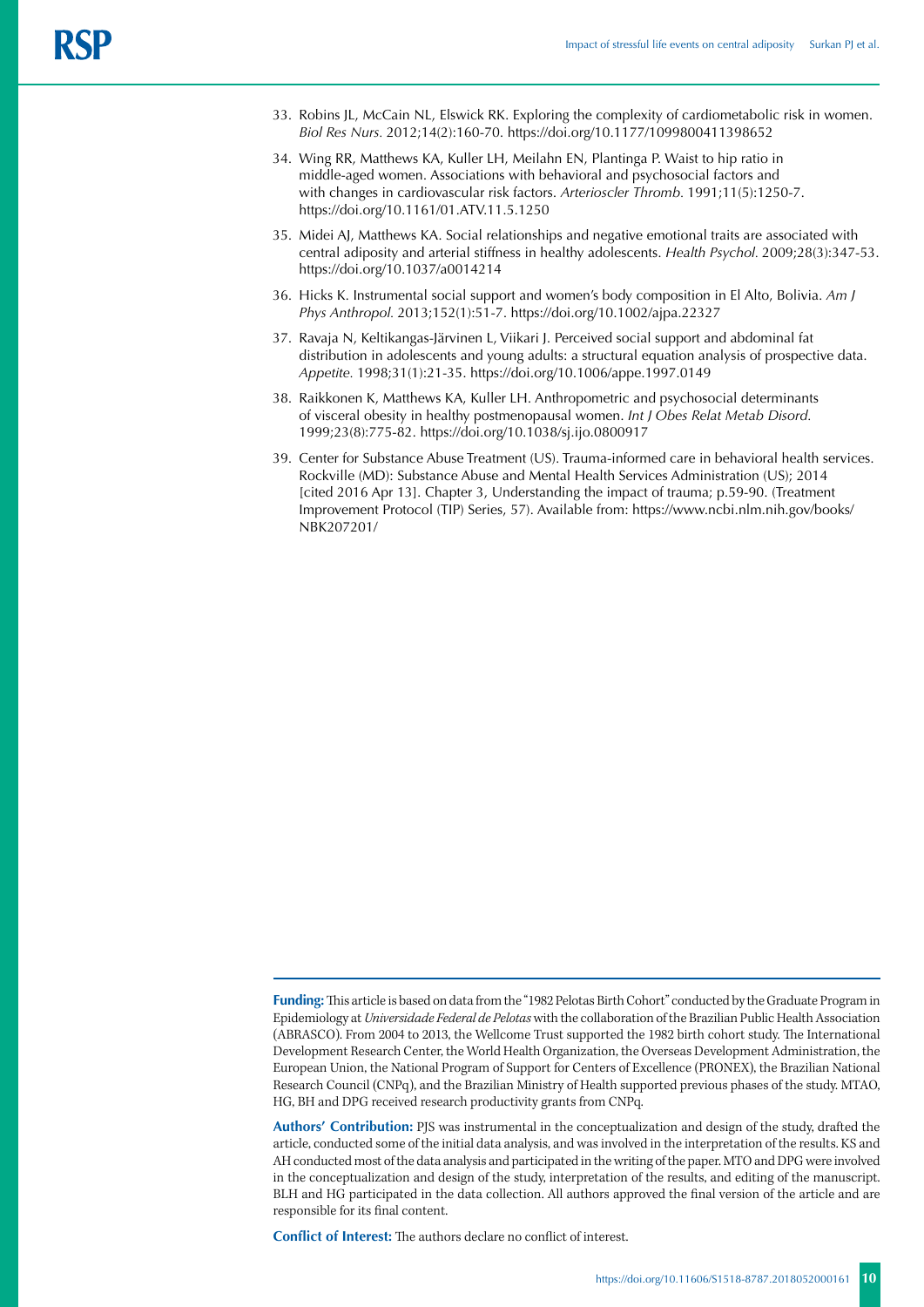33. Robins JL, McCain NL, Elswick RK. Exploring the complexity of cardiometabolic risk in women. *Biol Res Nurs.* 2012;14(2):160-70. https://doi.org/10.1177/1099800411398652

34. Wing RR, Matthews KA, Kuller LH, Meilahn EN, Plantinga P. Waist to hip ratio in middle-aged women. Associations with behavioral and psychosocial factors and with changes in cardiovascular risk factors. *Arterioscler Thromb.* 1991;11(5):1250-7. https://doi.org/10.1161/01.ATV.11.5.1250

35. Midei AJ, Matthews KA. Social relationships and negative emotional traits are associated with central adiposity and arterial stiffness in healthy adolescents. *Health Psychol.* 2009;28(3):347-53. https://doi.org/10.1037/a0014214

36. Hicks K. Instrumental social support and women's body composition in El Alto, Bolivia. *Am J Phys Anthropol.* 2013;152(1):51-7. https://doi.org/10.1002/ajpa.22327

37. Ravaja N, Keltikangas-Järvinen L, Viikari J. Perceived social support and abdominal fat distribution in adolescents and young adults: a structural equation analysis of prospective data. *Appetite.* 1998;31(1):21-35. https://doi.org/10.1006/appe.1997.0149

38. Raikkonen K, Matthews KA, Kuller LH. Anthropometric and psychosocial determinants of visceral obesity in healthy postmenopausal women. *Int J Obes Relat Metab Disord.* 1999;23(8):775-82. https://doi.org/10.1038/sj.ijo.0800917

39. Center for Substance Abuse Treatment (US). Trauma-informed care in behavioral health services. Rockville (MD): Substance Abuse and Mental Health Services Administration (US); 2014 [cited 2016 Apr 13]. Chapter 3, Understanding the impact of trauma; p.59-90. (Treatment Improvement Protocol (TIP) Series, 57). Available from: https://www.ncbi.nlm.nih.gov/books/NBK207201/

**Funding:** This article is based on data from the "1982 Pelotas Birth Cohort" conducted by the Graduate Program in Epidemiology at *Universidade Federal de Pelotas* with the collaboration of the Brazilian Public Health Association (ABRASCO). From 2004 to 2013, the Wellcome Trust supported the 1982 birth cohort study. The International Development Research Center, the World Health Organization, the Overseas Development Administration, the European Union, the National Program of Support for Centers of Excellence (PRONEX), the Brazilian National Research Council (CNPq), and the Brazilian Ministry of Health supported previous phases of the study. MTAO, HG, BH and DPG received research productivity grants from CNPq.

**Authors' Contribution:** PJS was instrumental in the conceptualization and design of the study, drafted the article, conducted some of the initial data analysis, and was involved in the interpretation of the results. KS and AH conducted most of the data analysis and participated in the writing of the paper. MTO and DPG were involved in the conceptualization and design of the study, interpretation of the results, and editing of the manuscript. BLH and HG participated in the data collection. All authors approved the final version of the article and are responsible for its final content.

**Conflict of Interest:** The authors declare no conflict of interest.